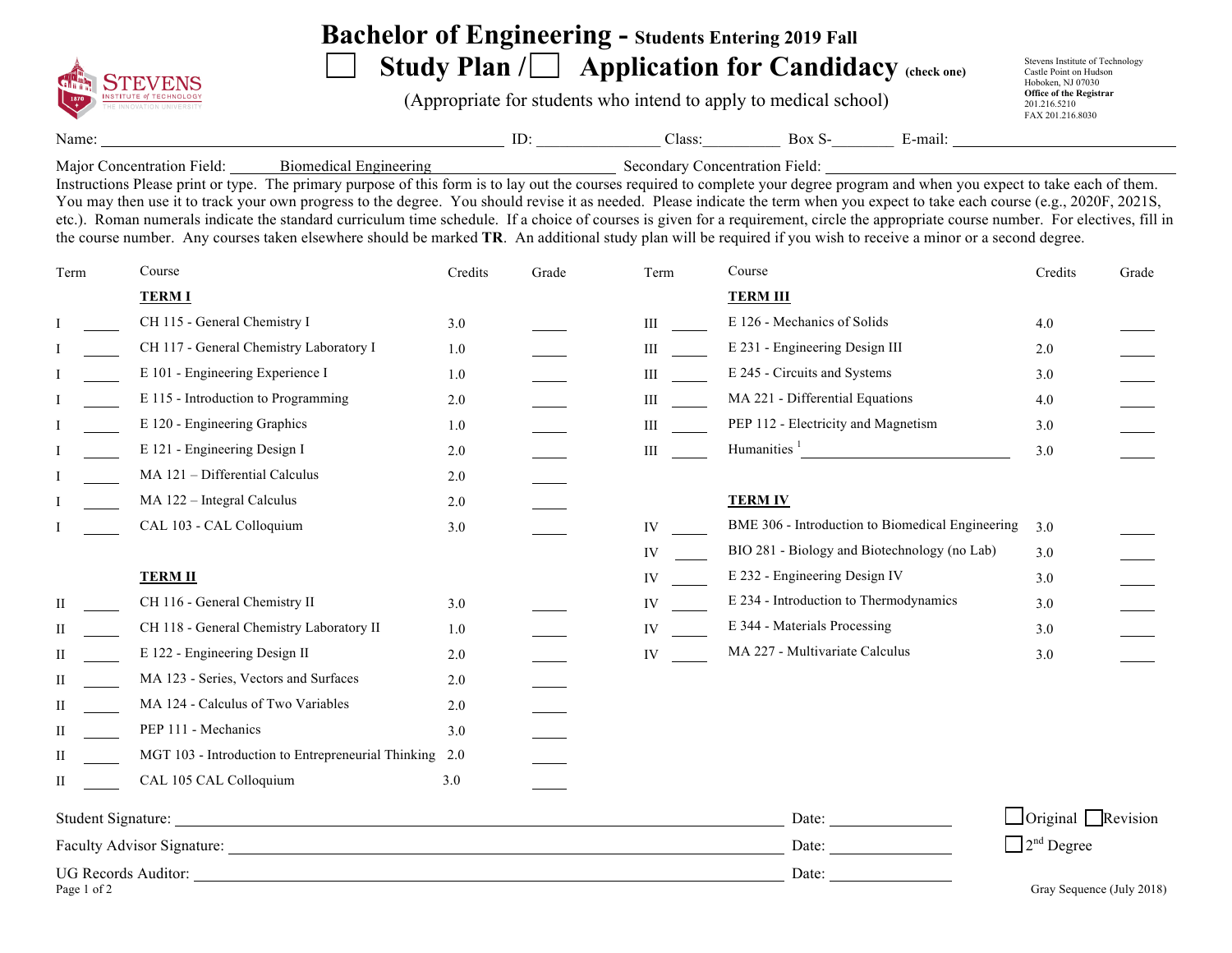# Bachelor of Engineering - Students Entering 2019 Fall

## ☐ Study Plan / ☐ Application for Candidacy (check one)

(Appropriate for students who intend to apply to medical school)

Stevens Institute of Technology
Castle Point on Hudson
Hoboken, NJ 07030
**Office of the Registrar**
201.216.5210
FAX 201.216.8030

Name: ______________________ ID: ____________ Class: ________ Box S-________ E-mail: ______________________

Major Concentration Field: Biomedical Engineering Secondary Concentration Field: ______________________

Instructions Please print or type. The primary purpose of this form is to lay out the courses required to complete your degree program and when you expect to take each of them. You may then use it to track your own progress to the degree. You should revise it as needed. Please indicate the term when you expect to take each course (e.g., 2020F, 2021S, etc.). Roman numerals indicate the standard curriculum time schedule. If a choice of courses is given for a requirement, circle the appropriate course number. For electives, fill in the course number. Any courses taken elsewhere should be marked **TR**. An additional study plan will be required if you wish to receive a minor or a second degree.

| Term | | Course | Credits | Grade |
|---|---|---|---|---|
| | | **TERM I** | | |
| I | ____ | CH 115 - General Chemistry I | 3.0 | ____ |
| I | ____ | CH 117 - General Chemistry Laboratory I | 1.0 | ____ |
| I | ____ | E 101 - Engineering Experience I | 1.0 | ____ |
| I | ____ | E 115 - Introduction to Programming | 2.0 | ____ |
| I | ____ | E 120 - Engineering Graphics | 1.0 | ____ |
| I | ____ | E 121 - Engineering Design I | 2.0 | ____ |
| I | ____ | MA 121 – Differential Calculus | 2.0 | ____ |
| I | ____ | MA 122 – Integral Calculus | 2.0 | ____ |
| I | ____ | CAL 103 - CAL Colloquium | 3.0 | ____ |
| | | **TERM II** | | |
| II | ____ | CH 116 - General Chemistry II | 3.0 | ____ |
| II | ____ | CH 118 - General Chemistry Laboratory II | 1.0 | ____ |
| II | ____ | E 122 - Engineering Design II | 2.0 | ____ |
| II | ____ | MA 123 - Series, Vectors and Surfaces | 2.0 | ____ |
| II | ____ | MA 124 - Calculus of Two Variables | 2.0 | ____ |
| II | ____ | PEP 111 - Mechanics | 3.0 | ____ |
| II | ____ | MGT 103 - Introduction to Entrepreneurial Thinking | 2.0 | ____ |
| II | ____ | CAL 105 CAL Colloquium | 3.0 | ____ |

| Term | | Course | Credits | Grade |
|---|---|---|---|---|
| | | **TERM III** | | |
| III | ____ | E 126 - Mechanics of Solids | 4.0 | ____ |
| III | ____ | E 231 - Engineering Design III | 2.0 | ____ |
| III | ____ | E 245 - Circuits and Systems | 3.0 | ____ |
| III | ____ | MA 221 - Differential Equations | 4.0 | ____ |
| III | ____ | PEP 112 - Electricity and Magnetism | 3.0 | ____ |
| III | ____ | Humanities [1] ______________________ | 3.0 | ____ |
| | | **TERM IV** | | |
| IV | ____ | BME 306 - Introduction to Biomedical Engineering | 3.0 | ____ |
| IV | ____ | BIO 281 - Biology and Biotechnology (no Lab) | 3.0 | ____ |
| IV | ____ | E 232 - Engineering Design IV | 3.0 | ____ |
| IV | ____ | E 234 - Introduction to Thermodynamics | 3.0 | ____ |
| IV | ____ | E 344 - Materials Processing | 3.0 | ____ |
| IV | ____ | MA 227 - Multivariate Calculus | 3.0 | ____ |

Student Signature: ______________________ Date: ____________ ☐ Original ☐ Revision

Faculty Advisor Signature: ______________________ Date: ____________ ☐ 2nd Degree

UG Records Auditor: ______________________ Date: ____________

Gray Sequence (July 2018)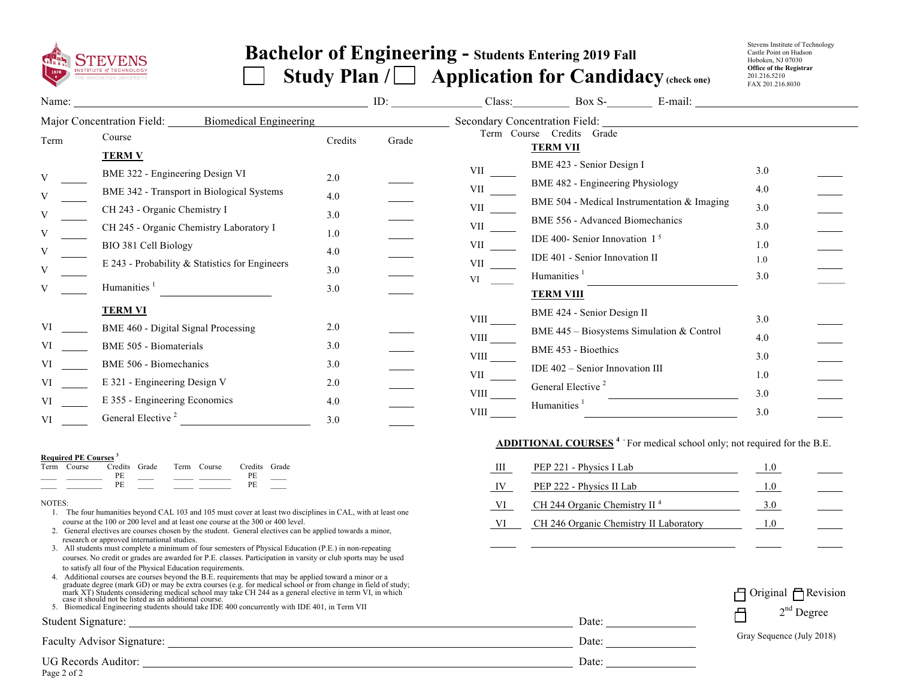# Bachelor of Engineering - Students Entering 2019 Fall

☐ Study Plan / ☐ Application for Candidacy (check one)

Stevens Institute of Technology
Castle Point on Hudson
Hoboken, NJ 07030
**Office of the Registrar**
201.216.5210
FAX 201.216.8030

Name: ______________________ ID: ____________ Class: ________ Box S-________ E-mail: ______________________

Major Concentration Field: Biomedical Engineering    Secondary Concentration Field: ______________________

| Term | Course | Credits | Grade |
|---|---|---|---|
| | **TERM V** | | |
| V ____ | BME 322 - Engineering Design VI | 2.0 | ____ |
| V ____ | BME 342 - Transport in Biological Systems | 4.0 | ____ |
| V ____ | CH 243 - Organic Chemistry I | 3.0 | ____ |
| V ____ | CH 245 - Organic Chemistry Laboratory I | 1.0 | ____ |
| V ____ | BIO 381 Cell Biology | 4.0 | ____ |
| V ____ | E 243 - Probability & Statistics for Engineers | 3.0 | ____ |
| V ____ | Humanities [1] ____________ | 3.0 | ____ |
| | **TERM VI** | | |
| VI ____ | BME 460 - Digital Signal Processing | 2.0 | ____ |
| VI ____ | BME 505 - Biomaterials | 3.0 | ____ |
| VI ____ | BME 506 - Biomechanics | 3.0 | ____ |
| VI ____ | E 321 - Engineering Design V | 2.0 | ____ |
| VI ____ | E 355 - Engineering Economics | 4.0 | ____ |
| VI ____ | General Elective [2] ____________ | 3.0 | ____ |

| Term | Course | Credits | Grade |
|---|---|---|---|
| | **TERM VII** | | |
| VII ____ | BME 423 - Senior Design I | 3.0 | ____ |
| VII ____ | BME 482 - Engineering Physiology | 4.0 | ____ |
| VII ____ | BME 504 - Medical Instrumentation & Imaging | 3.0 | ____ |
| VII ____ | BME 556 - Advanced Biomechanics | 3.0 | ____ |
| VII ____ | IDE 400- Senior Innovation I [5] | 1.0 | ____ |
| VII ____ | IDE 401 - Senior Innovation II | 1.0 | ____ |
| VI ____ | Humanities [1] ____________ | 3.0 | ____ |
| | **TERM VIII** | | |
| VIII ____ | BME 424 - Senior Design II | 3.0 | ____ |
| VIII ____ | BME 445 – Biosystems Simulation & Control | 4.0 | ____ |
| VIII ____ | BME 453 - Bioethics | 3.0 | ____ |
| VII ____ | IDE 402 – Senior Innovation III | 1.0 | ____ |
| VIII ____ | General Elective [2] ____________ | 3.0 | ____ |
| VIII ____ | Humanities [1] ____________ | 3.0 | ____ |

**ADDITIONAL COURSES [4]** - For medical school only; not required for the B.E.

| Term | Course | Credits | Grade |
|---|---|---|---|
| III | PEP 221 - Physics I Lab | 1.0 | ____ |
| IV | PEP 222 - Physics II Lab | 1.0 | ____ |
| VI | CH 244 Organic Chemistry II [4] | 3.0 | ____ |
| VI | CH 246 Organic Chemistry II Laboratory | 1.0 | ____ |
| ____ | ____________ | ____ | ____ |

**Required PE Courses [3]**

| Term | Course | Credits | Grade | Term | Course | Credits | Grade |
|---|---|---|---|---|---|---|---|
| ____ | ________ | PE | ____ | ____ | ________ | PE | ____ |
| ____ | ________ | PE | ____ | ____ | ________ | PE | ____ |

NOTES:

1. The four humanities beyond CAL 103 and 105 must cover at least two disciplines in CAL, with at least one course at the 100 or 200 level and at least one course at the 300 or 400 level.
2. General electives are courses chosen by the student. General electives can be applied towards a minor, research or approved international studies.
3. All students must complete a minimum of four semesters of Physical Education (P.E.) in non-repeating courses. No credit or grades are awarded for P.E. classes. Participation in varsity or club sports may be used to satisfy all four of the Physical Education requirements.
4. Additional courses are courses beyond the B.E. requirements that may be applied toward a minor or a graduate degree (mark GD) or may be extra courses (e.g. for medical school or from change in field of study; mark XT) Students considering medical school may take CH 244 as a general elective in term VI, in which case it should not be listed as an additional course.
5. Biomedical Engineering students should take IDE 400 concurrently with IDE 401, in Term VII

☐ Original ☐ Revision
☐ 2nd Degree

Gray Sequence (July 2018)

Student Signature: ______________________ Date: ____________

Faculty Advisor Signature: ______________________ Date: ____________

UG Records Auditor: ______________________ Date: ____________